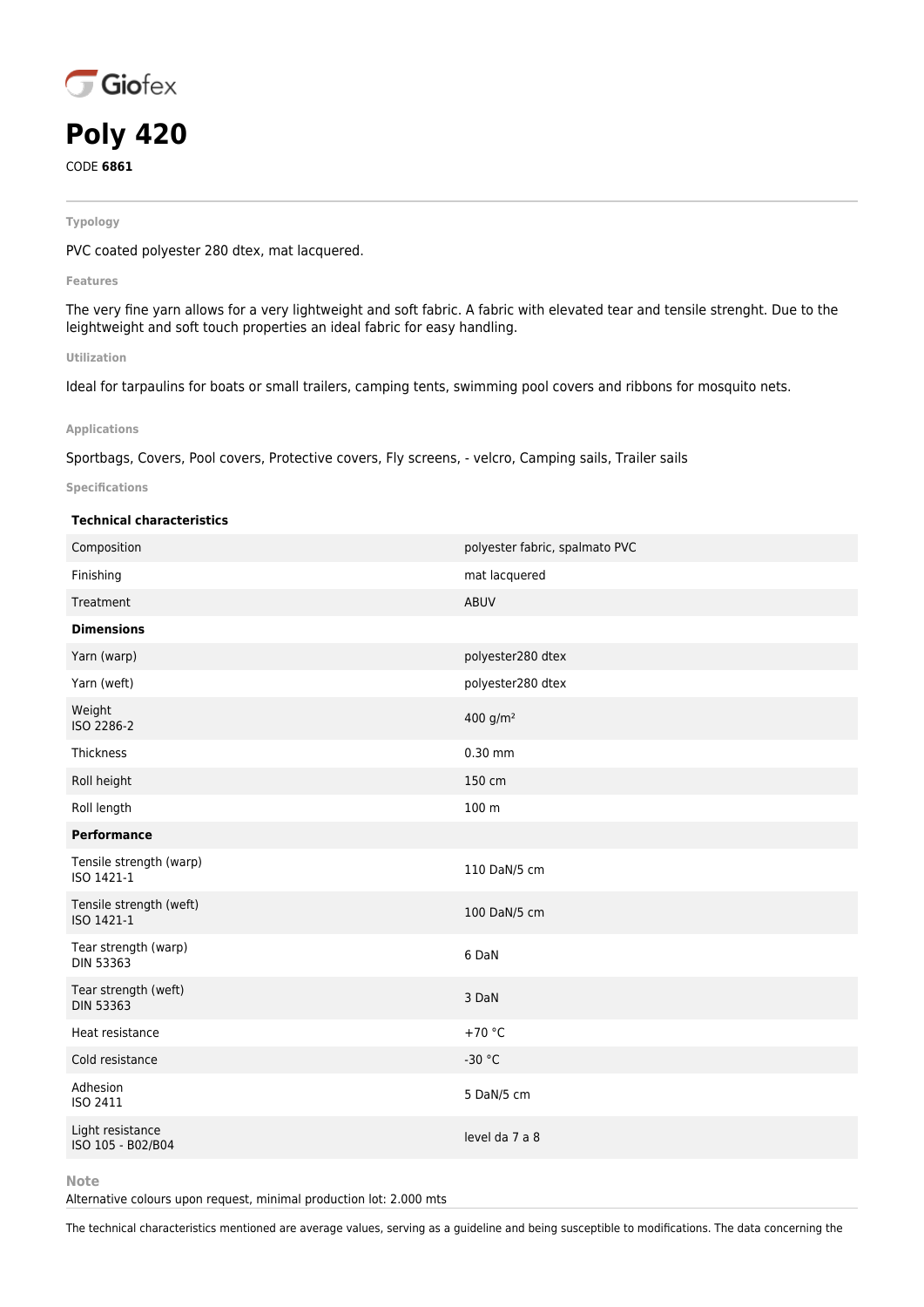Giofex

# Poly 420

CODE **6861**

**Typology**

PVC coated polyester 280 dtex, mat lacquered.

**Features**

The very fine yarn allows for a very lightweight and soft fabric. A fabric with elevated tear and tensile strenght. Due to the leightweight and soft touch properties an ideal fabric for easy handling.

**Utilization**

Ideal for tarpaulins for boats or small trailers, camping tents, swimming pool covers and ribbons for mosquito nets.

**Applications**

Sportbags, Covers, Pool covers, Protective covers, Fly screens, - velcro, Camping sails, Trailer sails

**Specifications**

| **Technical characteristics** | |
|---|---|
| Composition | polyester fabric, spalmato PVC |
| Finishing | mat lacquered |
| Treatment | ABUV |
| **Dimensions** | |
| Yarn (warp) | polyester280 dtex |
| Yarn (weft) | polyester280 dtex |
| Weight<br>ISO 2286-2 | 400 g/m² |
| Thickness | 0.30 mm |
| Roll height | 150 cm |
| Roll length | 100 m |
| **Performance** | |
| Tensile strength (warp)<br>ISO 1421-1 | 110 DaN/5 cm |
| Tensile strength (weft)<br>ISO 1421-1 | 100 DaN/5 cm |
| Tear strength (warp)<br>DIN 53363 | 6 DaN |
| Tear strength (weft)<br>DIN 53363 | 3 DaN |
| Heat resistance | +70 °C |
| Cold resistance | -30 °C |
| Adhesion<br>ISO 2411 | 5 DaN/5 cm |
| Light resistance<br>ISO 105 - B02/B04 | level da 7 a 8 |

**Note**

Alternative colours upon request, minimal production lot: 2.000 mts

The technical characteristics mentioned are average values, serving as a guideline and being susceptible to modifications. The data concerning the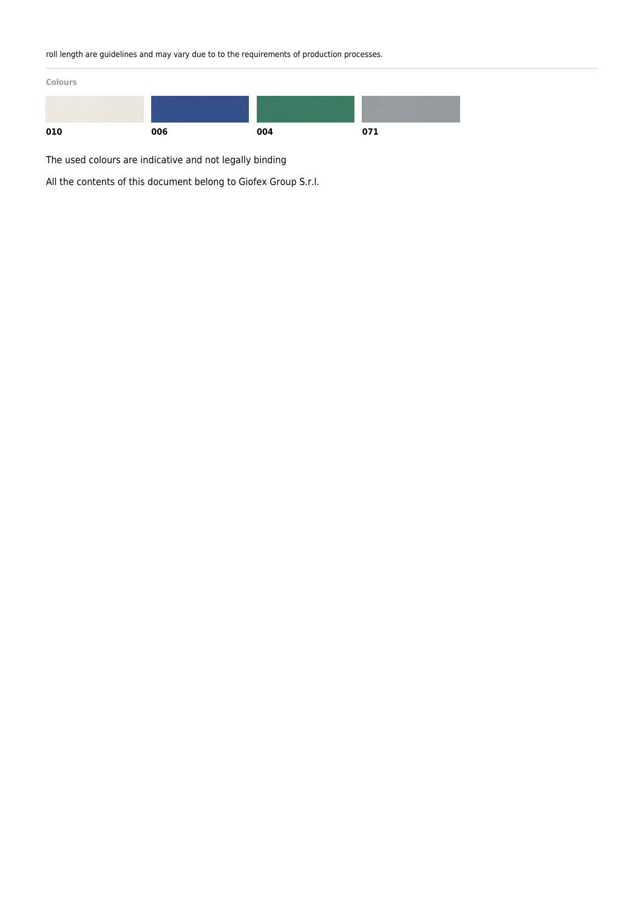roll length are guidelines and may vary due to to the requirements of production processes.

**Colours**

**010** **006** **004** **071**

The used colours are indicative and not legally binding

All the contents of this document belong to Giofex Group S.r.l.